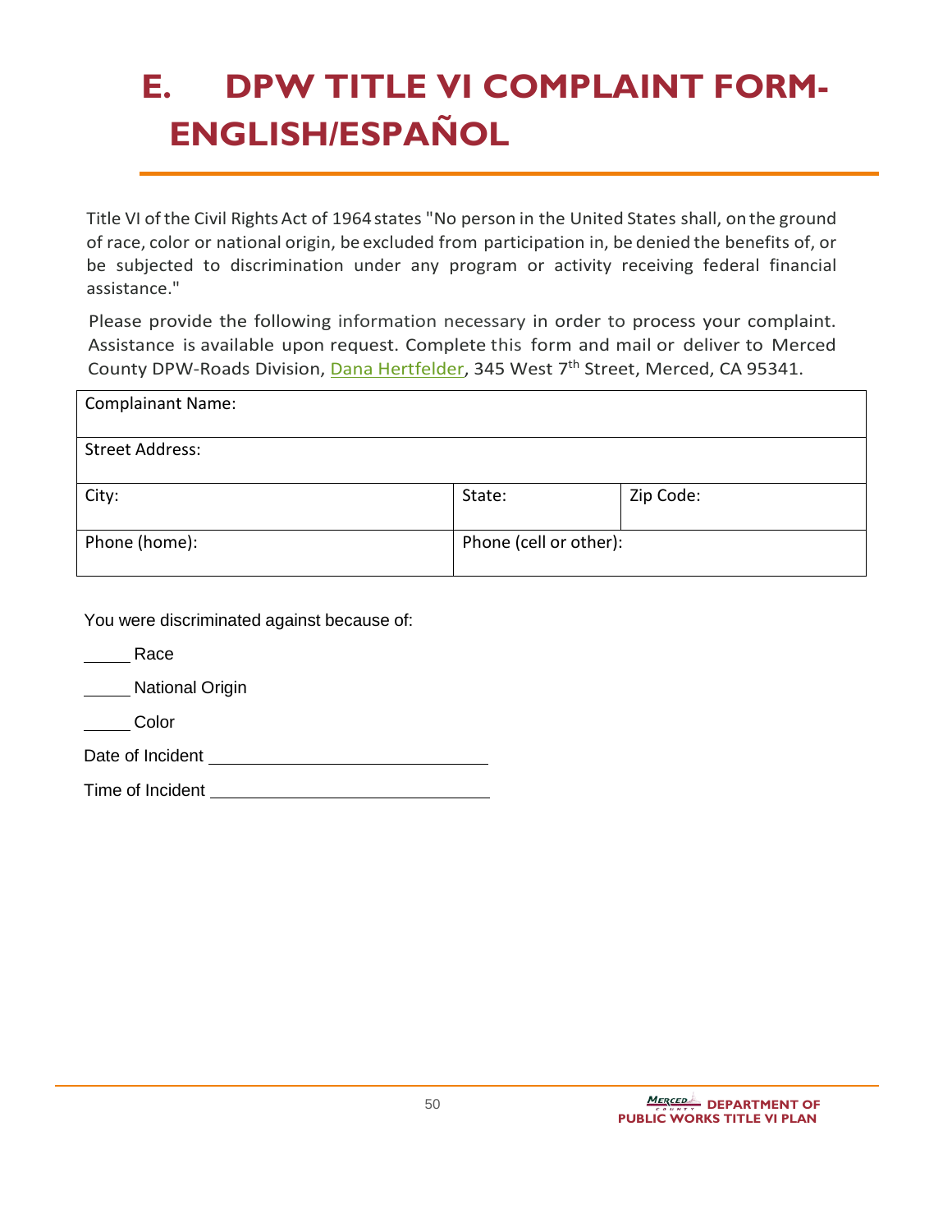# E. DPW TITLE VI COMPLAINT FORM- ENGLISH/ESPAÑOL

Title VI of the Civil Rights Act of 1964 states "No person in the United States shall, on the ground of race, color or national origin, be excluded from participation in, be denied the benefits of, or be subjected to discrimination under any program or activity receiving federal financial assistance."

Please provide the following information necessary in order to process your complaint. Assistance is available upon request. Complete this form and mail or deliver to Merced County DPW-Roads Division, Dana Hertfelder, 345 West 7th Street, Merced, CA 95341.

| Complainant Name: | | |
|---|---|---|
| Street Address: | | |
| City: | State: | Zip Code: |
| Phone (home): | Phone (cell or other): | |

You were discriminated against because of:

_____ Race

_____ National Origin

_____ Color

Date of Incident ______________________________

Time of Incident ______________________________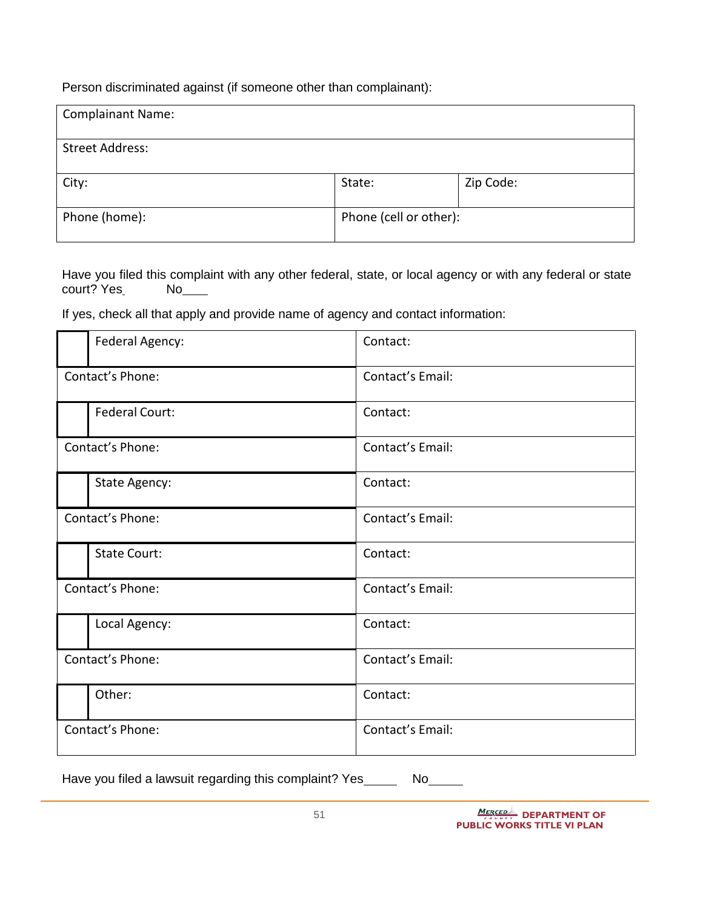Person discriminated against (if someone other than complainant):

| Complainant Name: | | |
|---|---|---|
| Street Address: | | |
| City: | State: | Zip Code: |
| Phone (home): | Phone (cell or other): | |

Have you filed this complaint with any other federal, state, or local agency or with any federal or state court? Yes_ No____

If yes, check all that apply and provide name of agency and contact information:

| | Federal Agency: | Contact: |
|---|---|---|
| Contact's Phone: | | Contact's Email: |
| | Federal Court: | Contact: |
| Contact's Phone: | | Contact's Email: |
| | State Agency: | Contact: |
| Contact's Phone: | | Contact's Email: |
| | State Court: | Contact: |
| Contact's Phone: | | Contact's Email: |
| | Local Agency: | Contact: |
| Contact's Phone: | | Contact's Email: |
| | Other: | Contact: |
| Contact's Phone: | | Contact's Email: |

Have you filed a lawsuit regarding this complaint? Yes_____ No_____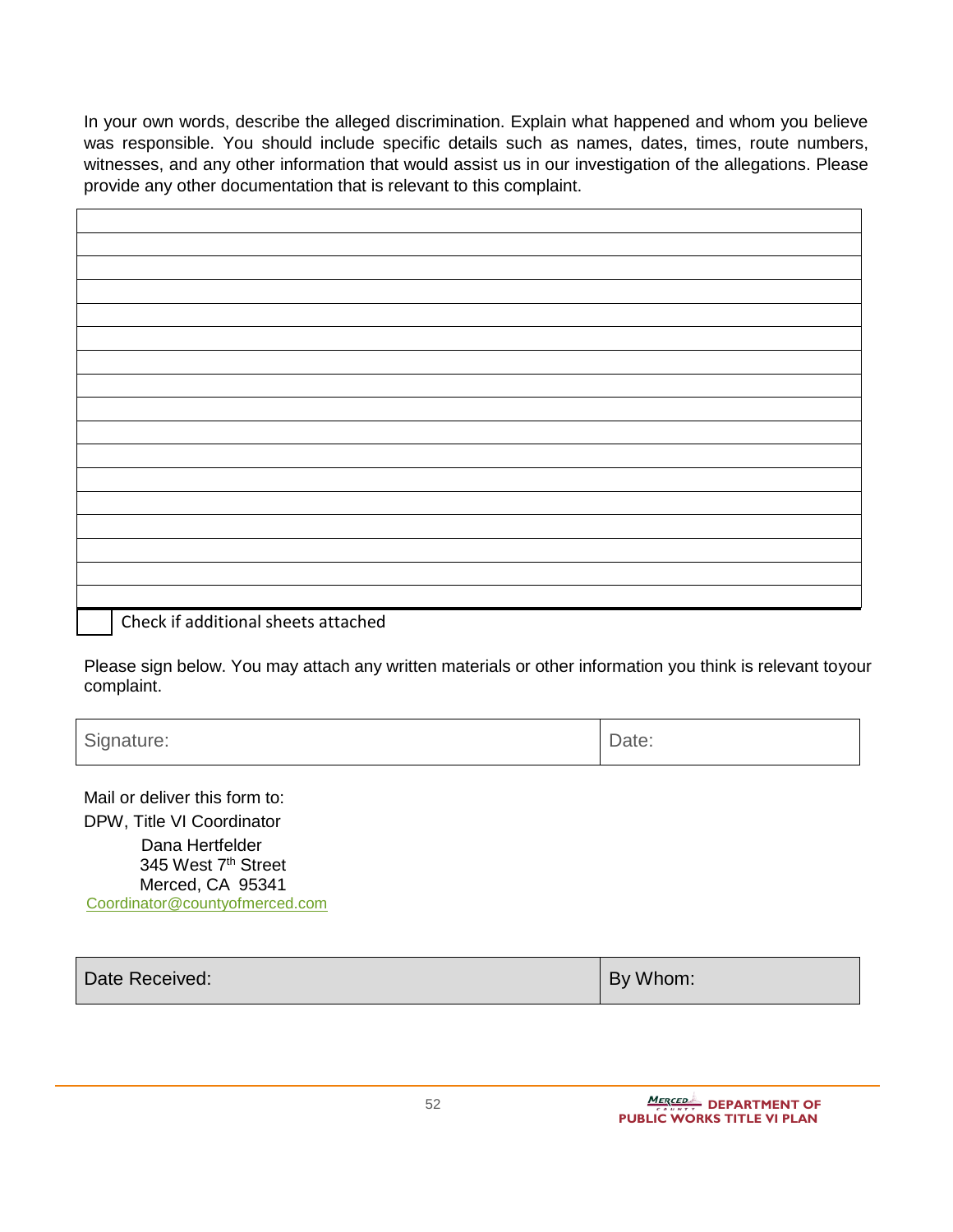In your own words, describe the alleged discrimination. Explain what happened and whom you believe was responsible. You should include specific details such as names, dates, times, route numbers, witnesses, and any other information that would assist us in our investigation of the allegations. Please provide any other documentation that is relevant to this complaint.

| |
|---|
| |
| |
| |
| |
| |
| |
| |
| |
| |
| |
| |
| |
| |
| |
| |
| |

☐ Check if additional sheets attached

Please sign below. You may attach any written materials or other information you think is relevant toyour complaint.

| Signature: | Date: |
|---|---|

Mail or deliver this form to:
DPW, Title VI Coordinator
Dana Hertfelder
345 West 7th Street
Merced, CA 95341
Coordinator@countyofmerced.com

| Date Received: | By Whom: |
|---|---|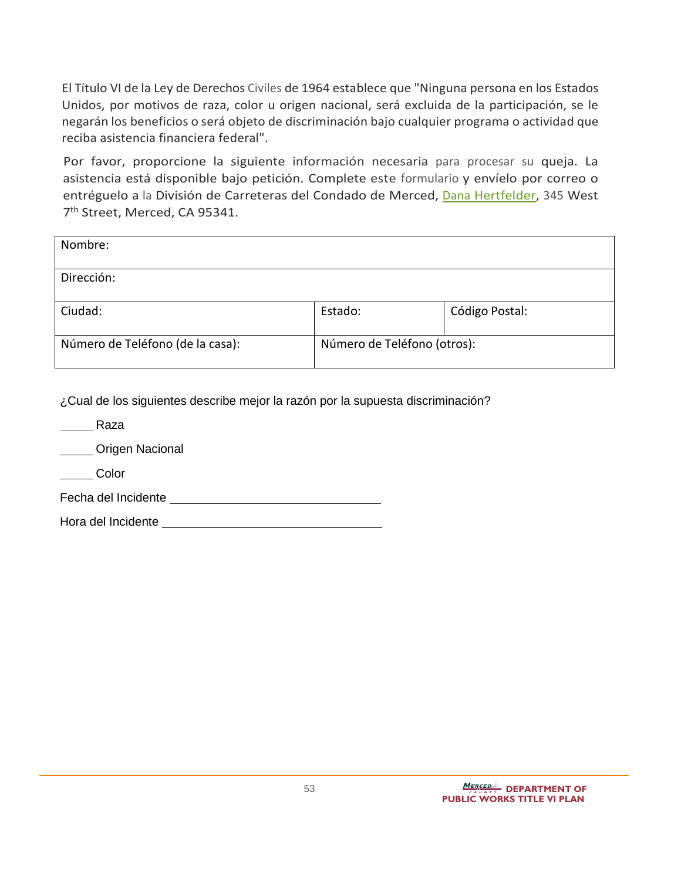El Título VI de la Ley de Derechos Civiles de 1964 establece que "Ninguna persona en los Estados Unidos, por motivos de raza, color u origen nacional, será excluida de la participación, se le negarán los beneficios o será objeto de discriminación bajo cualquier programa o actividad que reciba asistencia financiera federal".

Por favor, proporcione la siguiente información necesaria para procesar su queja. La asistencia está disponible bajo petición. Complete este formulario y envíelo por correo o entréguelo a la División de Carreteras del Condado de Merced, Dana Hertfelder, 345 West 7th Street, Merced, CA 95341.

| Nombre: | | |
|---|---|---|
| Dirección: | | |
| Ciudad: | Estado: | Código Postal: |
| Número de Teléfono (de la casa): | Número de Teléfono (otros): | |

¿Cual de los siguientes describe mejor la razón por la supuesta discriminación?

_____ Raza

_____ Origen Nacional

_____ Color

Fecha del Incidente ______________________________

Hora del Incidente ______________________________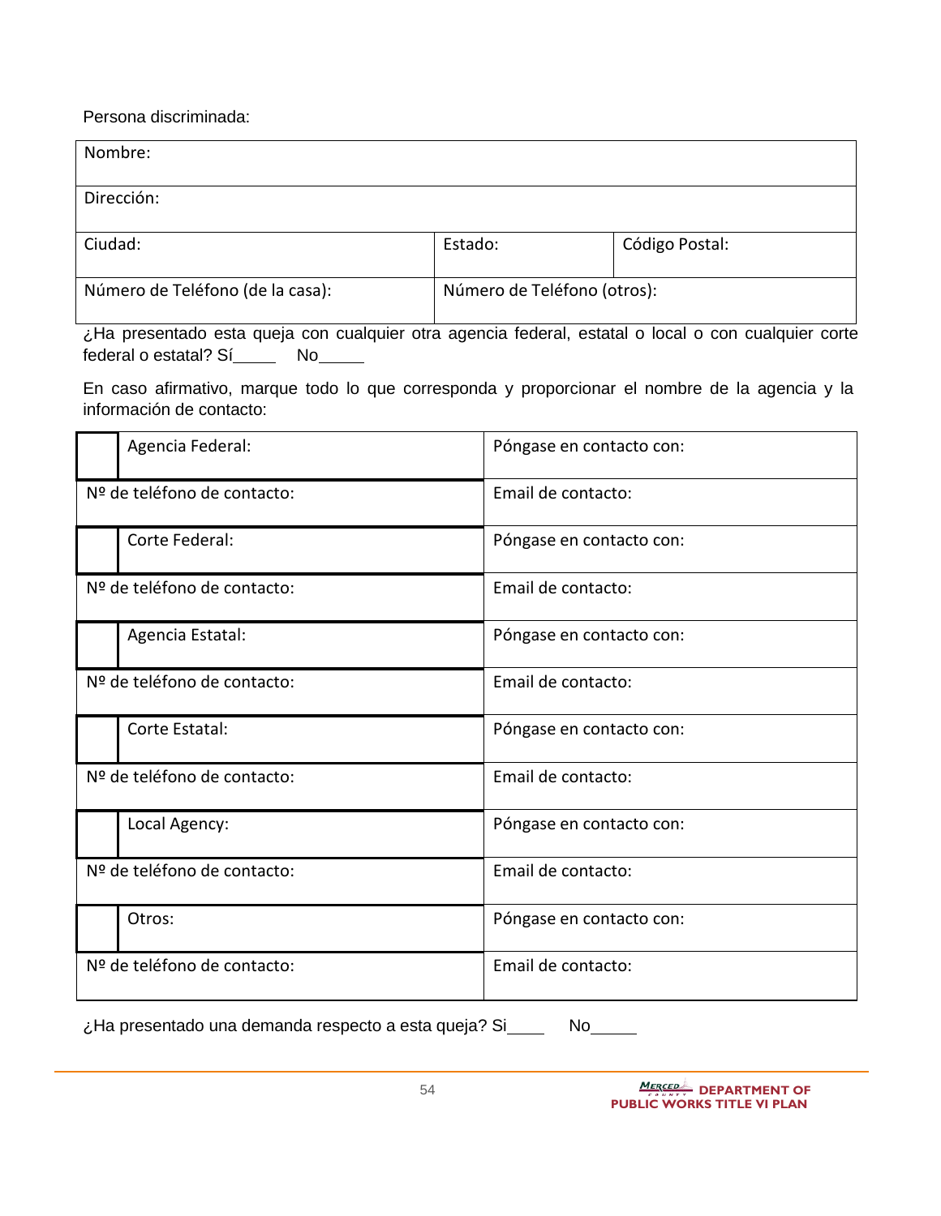Persona discriminada:

| Nombre: | | |
|---|---|---|
| Dirección: | | |
| Ciudad: | Estado: | Código Postal: |
| Número de Teléfono (de la casa): | Número de Teléfono (otros): | |

¿Ha presentado esta queja con cualquier otra agencia federal, estatal o local o con cualquier corte federal o estatal? Sí_____ No_____

En caso afirmativo, marque todo lo que corresponda y proporcionar el nombre de la agencia y la información de contacto:

| | | |
|---|---|---|
| ☐ | Agencia Federal: | Póngase en contacto con: |
| Nº de teléfono de contacto: | | Email de contacto: |
| ☐ | Corte Federal: | Póngase en contacto con: |
| Nº de teléfono de contacto: | | Email de contacto: |
| ☐ | Agencia Estatal: | Póngase en contacto con: |
| Nº de teléfono de contacto: | | Email de contacto: |
| ☐ | Corte Estatal: | Póngase en contacto con: |
| Nº de teléfono de contacto: | | Email de contacto: |
| ☐ | Local Agency: | Póngase en contacto con: |
| Nº de teléfono de contacto: | | Email de contacto: |
| ☐ | Otros: | Póngase en contacto con: |
| Nº de teléfono de contacto: | | Email de contacto: |

¿Ha presentado una demanda respecto a esta queja? Si____ No_____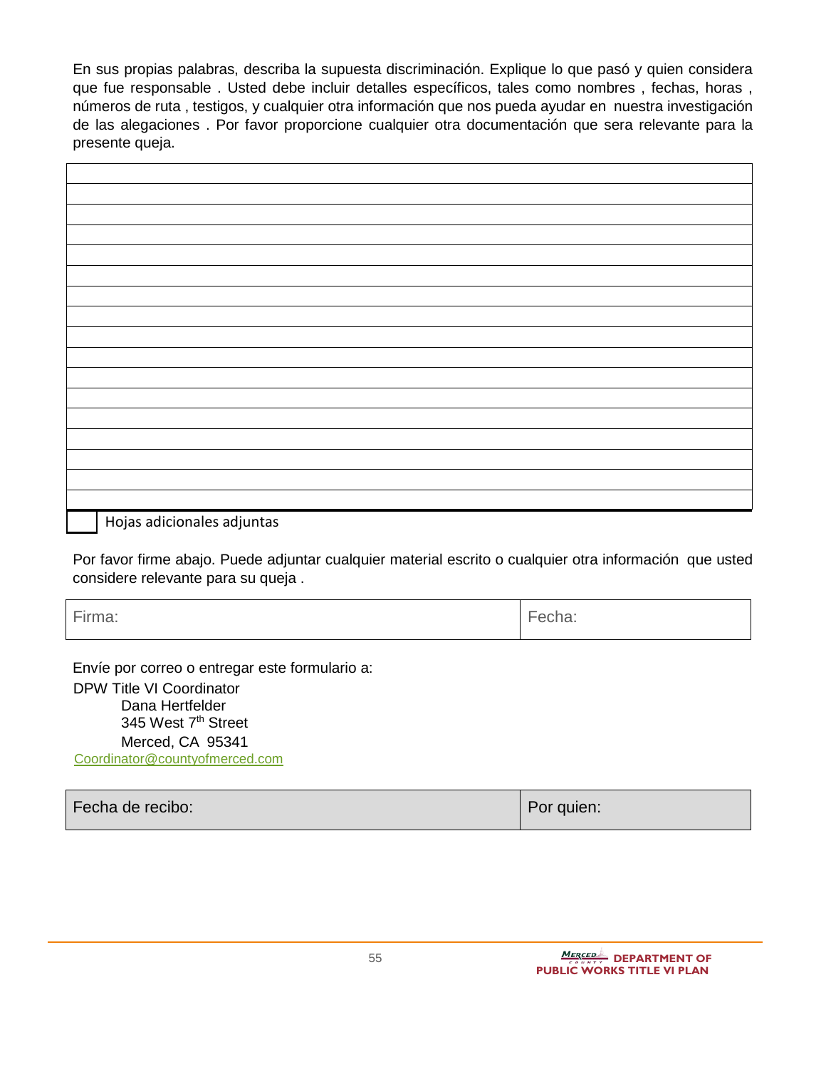En sus propias palabras, describa la supuesta discriminación. Explique lo que pasó y quien considera que fue responsable . Usted debe incluir detalles específicos, tales como nombres , fechas, horas , números de ruta , testigos, y cualquier otra información que nos pueda ayudar en nuestra investigación de las alegaciones . Por favor proporcione cualquier otra documentación que sera relevante para la presente queja.

| |
|---|
| |
| |
| |
| |
| |
| |
| |
| |
| |
| |
| |
| |
| |
| |
| |
| |

☐ Hojas adicionales adjuntas

Por favor firme abajo. Puede adjuntar cualquier material escrito o cualquier otra información que usted considere relevante para su queja .

| | |
|---|---|
| Firma: | Fecha: |

Envíe por correo o entregar este formulario a:

DPW Title VI Coordinator
Dana Hertfelder
345 West 7th Street
Merced, CA 95341
Coordinator@countyofmerced.com

| | |
|---|---|
| Fecha de recibo: | Por quien: |